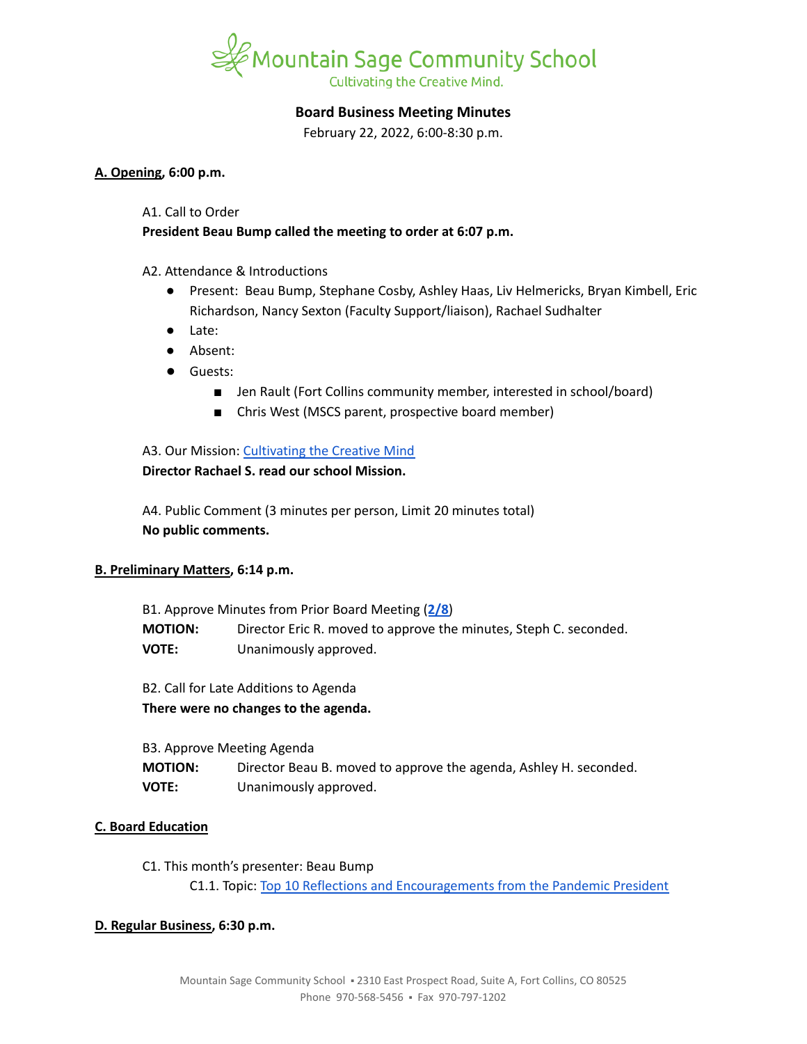Mountain Sage Community School

Cultivating the Creative Mind.

## Board Business Meeting Minutes

February 22, 2022, 6:00-8:30 p.m.

### A. Opening, 6:00 p.m.

A1. Call to Order

**President Beau Bump called the meeting to order at 6:07 p.m.**

A2. Attendance & Introductions

- Present: Beau Bump, Stephane Cosby, Ashley Haas, Liv Helmericks, Bryan Kimbell, Eric Richardson, Nancy Sexton (Faculty Support/liaison), Rachael Sudhalter
- Late:
- Absent:
- Guests:
  - Jen Rault (Fort Collins community member, interested in school/board)
  - Chris West (MSCS parent, prospective board member)

A3. Our Mission: Cultivating the Creative Mind

**Director Rachael S. read our school Mission.**

A4. Public Comment (3 minutes per person, Limit 20 minutes total)

**No public comments.**

### B. Preliminary Matters, 6:14 p.m.

B1. Approve Minutes from Prior Board Meeting (**2/8**)

**MOTION:** Director Eric R. moved to approve the minutes, Steph C. seconded.

**VOTE:** Unanimously approved.

B2. Call for Late Additions to Agenda

**There were no changes to the agenda.**

B3. Approve Meeting Agenda

**MOTION:** Director Beau B. moved to approve the agenda, Ashley H. seconded.

**VOTE:** Unanimously approved.

### C. Board Education

C1. This month's presenter: Beau Bump

C1.1. Topic: Top 10 Reflections and Encouragements from the Pandemic President

### D. Regular Business, 6:30 p.m.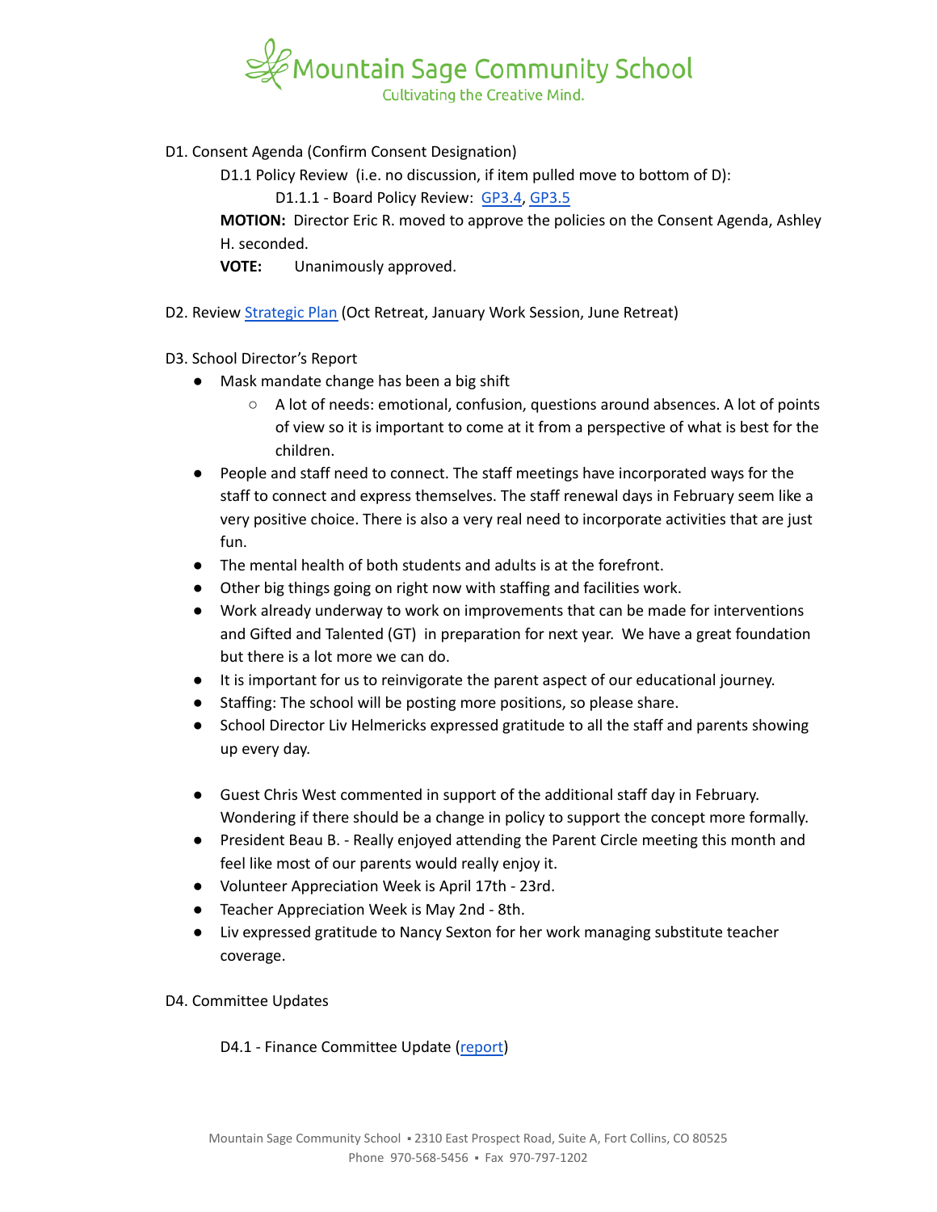D1. Consent Agenda (Confirm Consent Designation)

D1.1 Policy Review (i.e. no discussion, if item pulled move to bottom of D):

D1.1.1 - Board Policy Review: [GP3.4](), [GP3.5]()

**MOTION:** Director Eric R. moved to approve the policies on the Consent Agenda, Ashley H. seconded.

**VOTE:** Unanimously approved.

D2. Review [Strategic Plan]() (Oct Retreat, January Work Session, June Retreat)

D3. School Director's Report

- Mask mandate change has been a big shift
  - A lot of needs: emotional, confusion, questions around absences. A lot of points of view so it is important to come at it from a perspective of what is best for the children.
- People and staff need to connect. The staff meetings have incorporated ways for the staff to connect and express themselves. The staff renewal days in February seem like a very positive choice. There is also a very real need to incorporate activities that are just fun.
- The mental health of both students and adults is at the forefront.
- Other big things going on right now with staffing and facilities work.
- Work already underway to work on improvements that can be made for interventions and Gifted and Talented (GT) in preparation for next year. We have a great foundation but there is a lot more we can do.
- It is important for us to reinvigorate the parent aspect of our educational journey.
- Staffing: The school will be posting more positions, so please share.
- School Director Liv Helmericks expressed gratitude to all the staff and parents showing up every day.

- Guest Chris West commented in support of the additional staff day in February. Wondering if there should be a change in policy to support the concept more formally.
- President Beau B. - Really enjoyed attending the Parent Circle meeting this month and feel like most of our parents would really enjoy it.
- Volunteer Appreciation Week is April 17th - 23rd.
- Teacher Appreciation Week is May 2nd - 8th.
- Liv expressed gratitude to Nancy Sexton for her work managing substitute teacher coverage.

D4. Committee Updates

D4.1 - Finance Committee Update ([report]())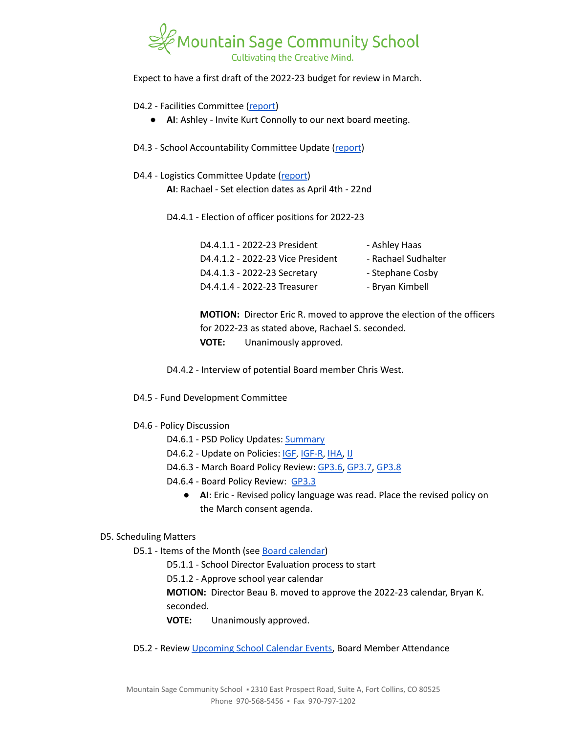Expect to have a first draft of the 2022-23 budget for review in March.

D4.2 - Facilities Committee (report)

- **AI**: Ashley - Invite Kurt Connolly to our next board meeting.

D4.3 - School Accountability Committee Update (report)

D4.4 - Logistics Committee Update (report)

**AI**: Rachael - Set election dates as April 4th - 22nd

D4.4.1 - Election of officer positions for 2022-23

| | |
|---|---|
| D4.4.1.1 - 2022-23 President | - Ashley Haas |
| D4.4.1.2 - 2022-23 Vice President | - Rachael Sudhalter |
| D4.4.1.3 - 2022-23 Secretary | - Stephane Cosby |
| D4.4.1.4 - 2022-23 Treasurer | - Bryan Kimbell |

**MOTION:** Director Eric R. moved to approve the election of the officers for 2022-23 as stated above, Rachael S. seconded.
**VOTE:** Unanimously approved.

D4.4.2 - Interview of potential Board member Chris West.

D4.5 - Fund Development Committee

D4.6 - Policy Discussion

D4.6.1 - PSD Policy Updates: Summary
D4.6.2 - Update on Policies: IGF, IGF-R, IHA, IJ
D4.6.3 - March Board Policy Review: GP3.6, GP3.7, GP3.8
D4.6.4 - Board Policy Review: GP3.3

- **AI**: Eric - Revised policy language was read. Place the revised policy on the March consent agenda.

D5. Scheduling Matters

D5.1 - Items of the Month (see Board calendar)

D5.1.1 - School Director Evaluation process to start
D5.1.2 - Approve school year calendar

**MOTION:** Director Beau B. moved to approve the 2022-23 calendar, Bryan K. seconded.
**VOTE:** Unanimously approved.

D5.2 - Review Upcoming School Calendar Events, Board Member Attendance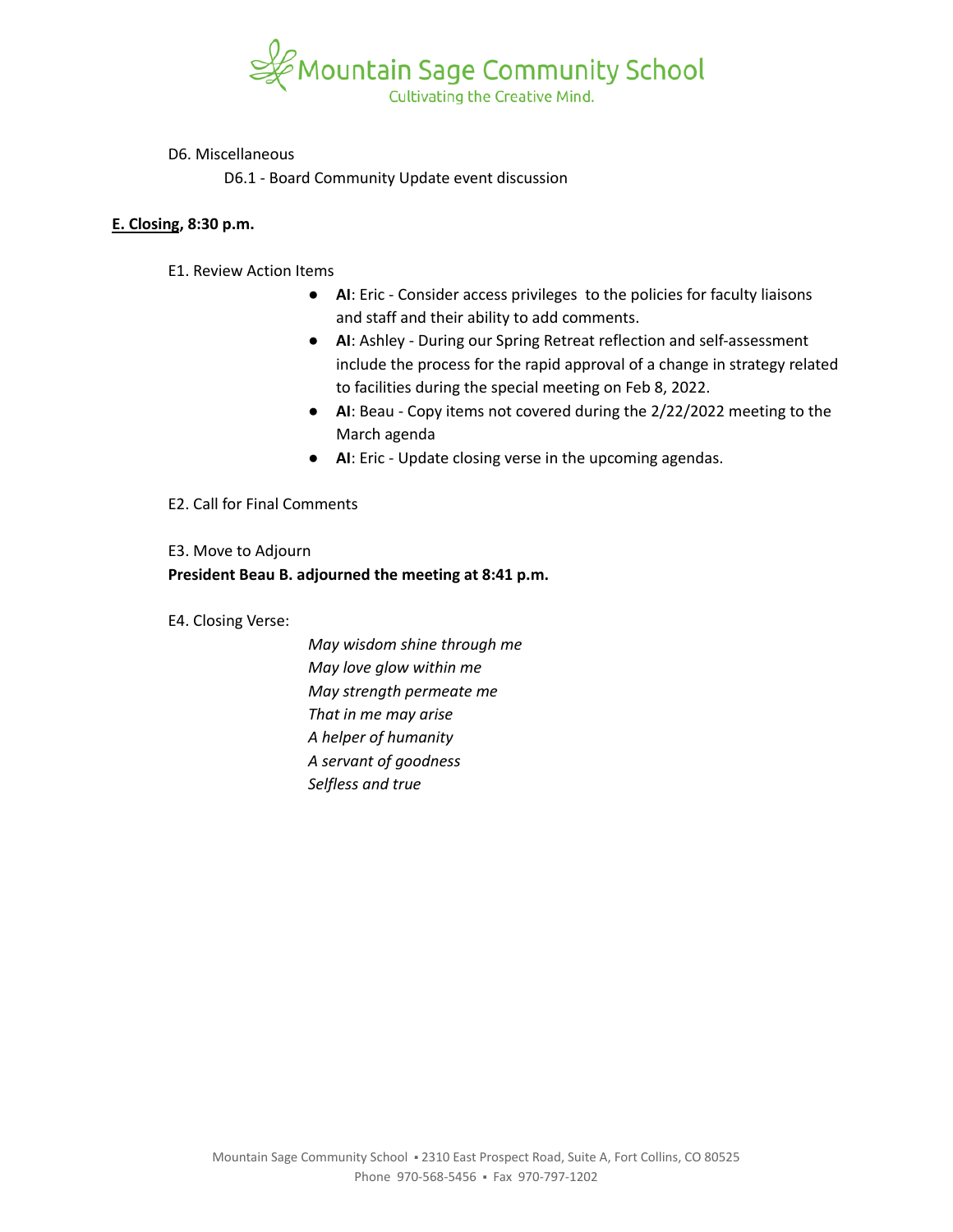D6. Miscellaneous

D6.1 - Board Community Update event discussion

**E. Closing, 8:30 p.m.**

E1. Review Action Items

- **AI**: Eric - Consider access privileges to the policies for faculty liaisons and staff and their ability to add comments.
- **AI**: Ashley - During our Spring Retreat reflection and self-assessment include the process for the rapid approval of a change in strategy related to facilities during the special meeting on Feb 8, 2022.
- **AI**: Beau - Copy items not covered during the 2/22/2022 meeting to the March agenda
- **AI**: Eric - Update closing verse in the upcoming agendas.

E2. Call for Final Comments

E3. Move to Adjourn

**President Beau B. adjourned the meeting at 8:41 p.m.**

E4. Closing Verse:

*May wisdom shine through me*
*May love glow within me*
*May strength permeate me*
*That in me may arise*
*A helper of humanity*
*A servant of goodness*
*Selfless and true*